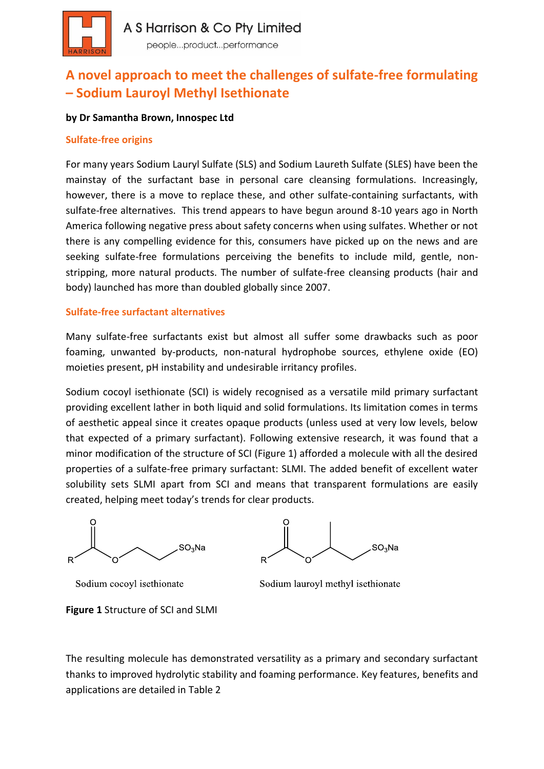A S Harrison & Co Pty Limited

people...product...performance

# A novel approach to meet the challenges of sulfate-free formulating – Sodium Lauroyl Methyl Isethionate

**by Dr Samantha Brown, Innospec Ltd**

## Sulfate-free origins

For many years Sodium Lauryl Sulfate (SLS) and Sodium Laureth Sulfate (SLES) have been the mainstay of the surfactant base in personal care cleansing formulations. Increasingly, however, there is a move to replace these, and other sulfate-containing surfactants, with sulfate-free alternatives. This trend appears to have begun around 8-10 years ago in North America following negative press about safety concerns when using sulfates. Whether or not there is any compelling evidence for this, consumers have picked up on the news and are seeking sulfate-free formulations perceiving the benefits to include mild, gentle, non-stripping, more natural products. The number of sulfate-free cleansing products (hair and body) launched has more than doubled globally since 2007.

## Sulfate-free surfactant alternatives

Many sulfate-free surfactants exist but almost all suffer some drawbacks such as poor foaming, unwanted by-products, non-natural hydrophobe sources, ethylene oxide (EO) moieties present, pH instability and undesirable irritancy profiles.

Sodium cocoyl isethionate (SCI) is widely recognised as a versatile mild primary surfactant providing excellent lather in both liquid and solid formulations. Its limitation comes in terms of aesthetic appeal since it creates opaque products (unless used at very low levels, below that expected of a primary surfactant). Following extensive research, it was found that a minor modification of the structure of SCI (Figure 1) afforded a molecule with all the desired properties of a sulfate-free primary surfactant: SLMI. The added benefit of excellent water solubility sets SLMI apart from SCI and means that transparent formulations are easily created, helping meet today's trends for clear products.

R–C(=O)–O–CH₂–CH₂–$SO_3Na$ | R–C(=O)–O–CH(CH₃)–CH₂–$SO_3Na$
Sodium cocoyl isethionate | Sodium lauroyl methyl isethionate

**Figure 1** Structure of SCI and SLMI

The resulting molecule has demonstrated versatility as a primary and secondary surfactant thanks to improved hydrolytic stability and foaming performance. Key features, benefits and applications are detailed in Table 2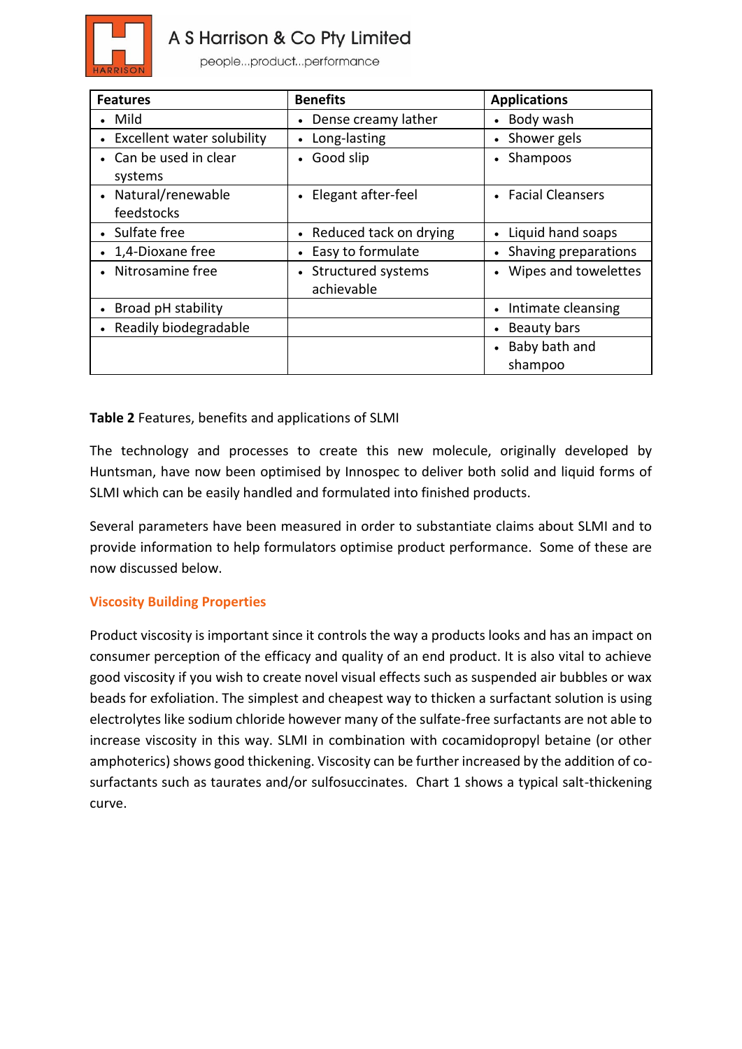| Features | Benefits | Applications |
| --- | --- | --- |
| • Mild | • Dense creamy lather | • Body wash |
| • Excellent water solubility | • Long-lasting | • Shower gels |
| • Can be used in clear systems | • Good slip | • Shampoos |
| • Natural/renewable feedstocks | • Elegant after-feel | • Facial Cleansers |
| • Sulfate free | • Reduced tack on drying | • Liquid hand soaps |
| • 1,4-Dioxane free | • Easy to formulate | • Shaving preparations |
| • Nitrosamine free | • Structured systems achievable | • Wipes and towelettes |
| • Broad pH stability | | • Intimate cleansing |
| • Readily biodegradable | | • Beauty bars |
| | | • Baby bath and shampoo |

**Table 2** Features, benefits and applications of SLMI

The technology and processes to create this new molecule, originally developed by Huntsman, have now been optimised by Innospec to deliver both solid and liquid forms of SLMI which can be easily handled and formulated into finished products.

Several parameters have been measured in order to substantiate claims about SLMI and to provide information to help formulators optimise product performance. Some of these are now discussed below.

### Viscosity Building Properties

Product viscosity is important since it controls the way a products looks and has an impact on consumer perception of the efficacy and quality of an end product. It is also vital to achieve good viscosity if you wish to create novel visual effects such as suspended air bubbles or wax beads for exfoliation. The simplest and cheapest way to thicken a surfactant solution is using electrolytes like sodium chloride however many of the sulfate-free surfactants are not able to increase viscosity in this way. SLMI in combination with cocamidopropyl betaine (or other amphoterics) shows good thickening. Viscosity can be further increased by the addition of co-surfactants such as taurates and/or sulfosuccinates. Chart 1 shows a typical salt-thickening curve.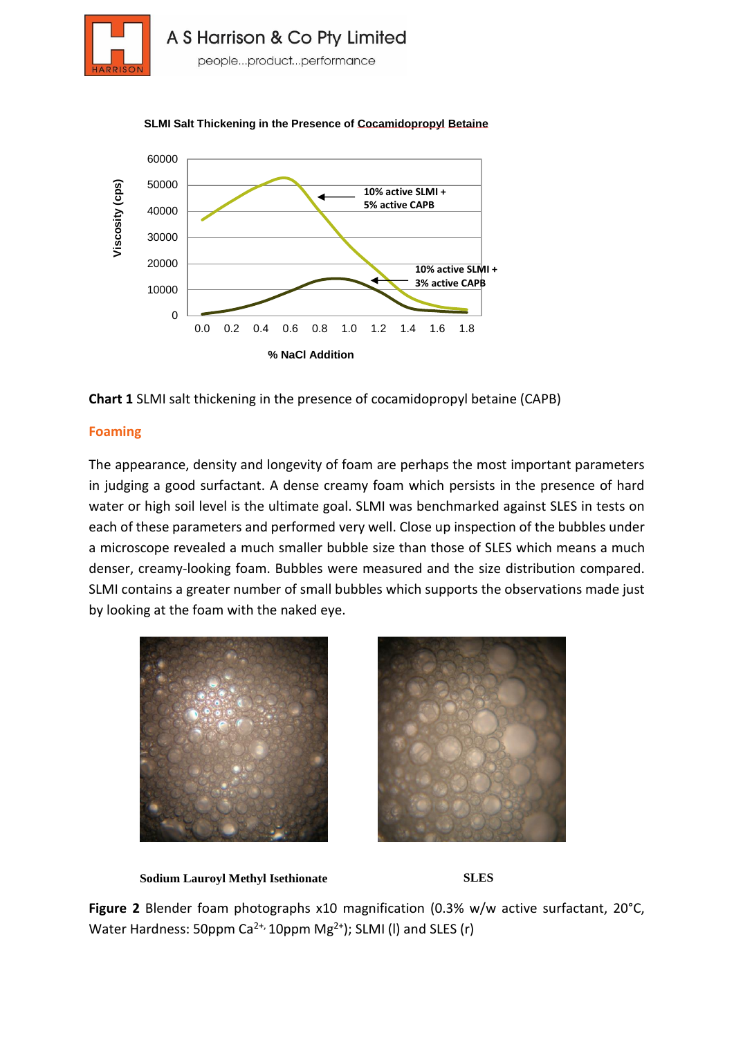**SLMI Salt Thickening in the Presence of Cocamidopropyl Betaine**

**Chart 1** SLMI salt thickening in the presence of cocamidopropyl betaine (CAPB)

## Foaming

The appearance, density and longevity of foam are perhaps the most important parameters in judging a good surfactant. A dense creamy foam which persists in the presence of hard water or high soil level is the ultimate goal. SLMI was benchmarked against SLES in tests on each of these parameters and performed very well. Close up inspection of the bubbles under a microscope revealed a much smaller bubble size than those of SLES which means a much denser, creamy-looking foam. Bubbles were measured and the size distribution compared. SLMI contains a greater number of small bubbles which supports the observations made just by looking at the foam with the naked eye.

**Sodium Lauroyl Methyl Isethionate** **SLES**

**Figure 2** Blender foam photographs x10 magnification (0.3% w/w active surfactant, 20°C, Water Hardness: 50ppm $Ca^{2+}$, 10ppm $Mg^{2+}$); SLMI (l) and SLES (r)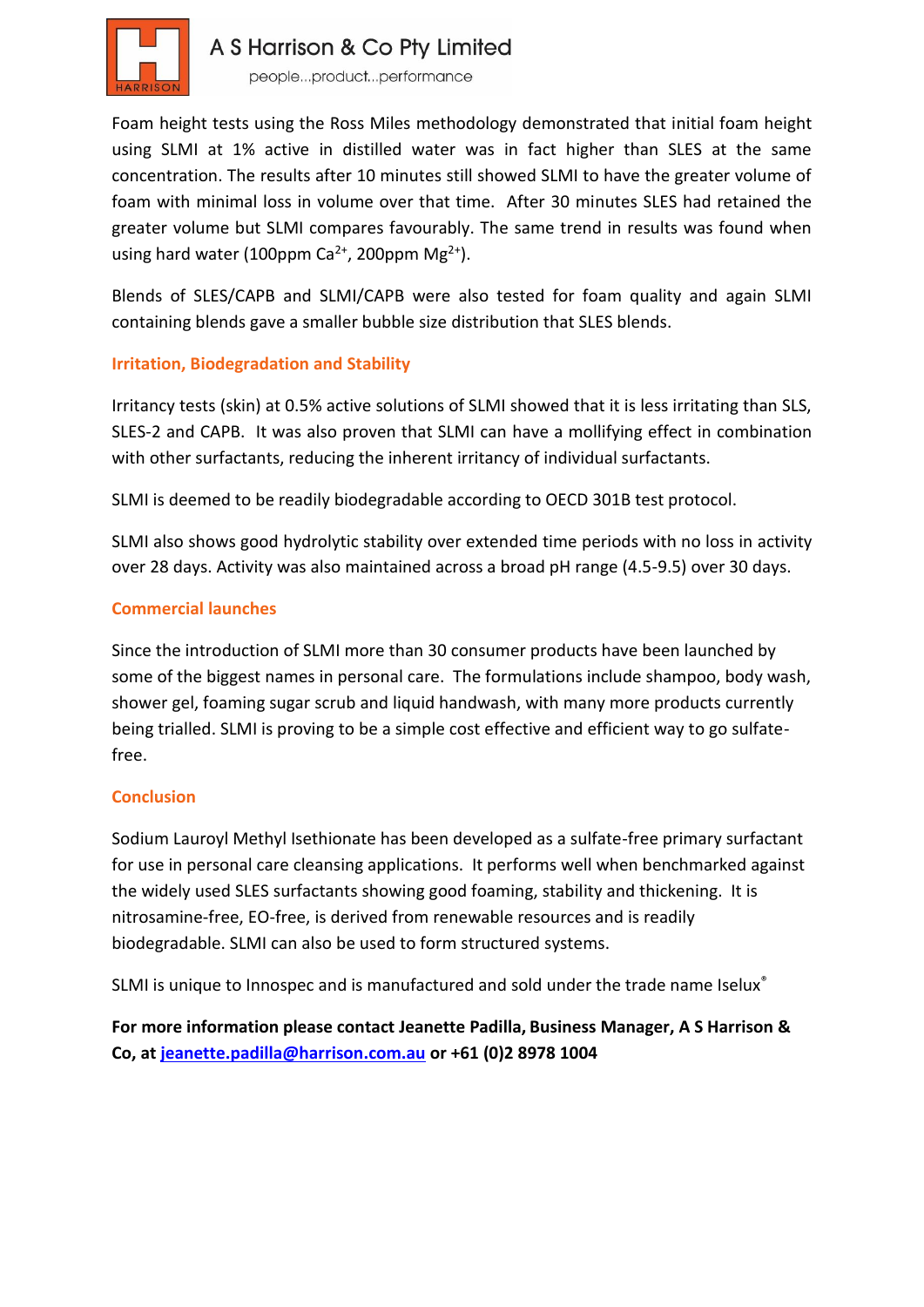Foam height tests using the Ross Miles methodology demonstrated that initial foam height using SLMI at 1% active in distilled water was in fact higher than SLES at the same concentration. The results after 10 minutes still showed SLMI to have the greater volume of foam with minimal loss in volume over that time. After 30 minutes SLES had retained the greater volume but SLMI compares favourably. The same trend in results was found when using hard water (100ppm $Ca^{2+}$, 200ppm $Mg^{2+}$).

Blends of SLES/CAPB and SLMI/CAPB were also tested for foam quality and again SLMI containing blends gave a smaller bubble size distribution that SLES blends.

## Irritation, Biodegradation and Stability

Irritancy tests (skin) at 0.5% active solutions of SLMI showed that it is less irritating than SLS, SLES-2 and CAPB. It was also proven that SLMI can have a mollifying effect in combination with other surfactants, reducing the inherent irritancy of individual surfactants.

SLMI is deemed to be readily biodegradable according to OECD 301B test protocol.

SLMI also shows good hydrolytic stability over extended time periods with no loss in activity over 28 days. Activity was also maintained across a broad pH range (4.5-9.5) over 30 days.

## Commercial launches

Since the introduction of SLMI more than 30 consumer products have been launched by some of the biggest names in personal care. The formulations include shampoo, body wash, shower gel, foaming sugar scrub and liquid handwash, with many more products currently being trialled. SLMI is proving to be a simple cost effective and efficient way to go sulfate-free.

## Conclusion

Sodium Lauroyl Methyl Isethionate has been developed as a sulfate-free primary surfactant for use in personal care cleansing applications. It performs well when benchmarked against the widely used SLES surfactants showing good foaming, stability and thickening. It is nitrosamine-free, EO-free, is derived from renewable resources and is readily biodegradable. SLMI can also be used to form structured systems.

SLMI is unique to Innospec and is manufactured and sold under the trade name Iselux®

**For more information please contact Jeanette Padilla, Business Manager, A S Harrison & Co, at [jeanette.padilla@harrison.com.au](mailto:jeanette.padilla@harrison.com.au) or +61 (0)2 8978 1004**